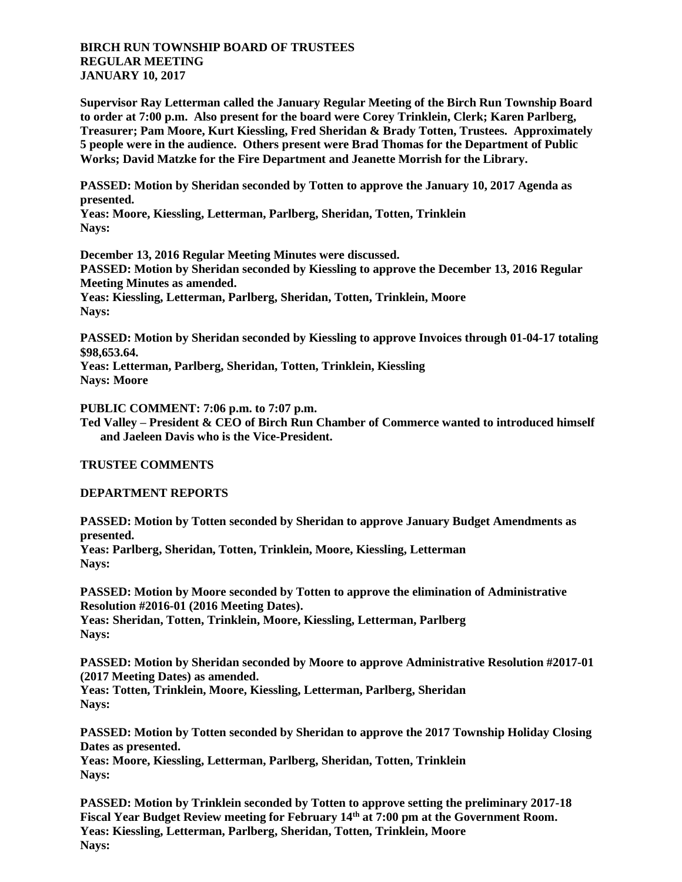**BIRCH RUN TOWNSHIP BOARD OF TRUSTEES**
**REGULAR MEETING**
**JANUARY 10, 2017**

**Supervisor Ray Letterman called the January Regular Meeting of the Birch Run Township Board to order at 7:00 p.m. Also present for the board were Corey Trinklein, Clerk; Karen Parlberg, Treasurer; Pam Moore, Kurt Kiessling, Fred Sheridan & Brady Totten, Trustees. Approximately 5 people were in the audience. Others present were Brad Thomas for the Department of Public Works; David Matzke for the Fire Department and Jeanette Morrish for the Library.**

**PASSED: Motion by Sheridan seconded by Totten to approve the January 10, 2017 Agenda as presented.**
**Yeas: Moore, Kiessling, Letterman, Parlberg, Sheridan, Totten, Trinklein**
**Nays:**

**December 13, 2016 Regular Meeting Minutes were discussed.**
**PASSED: Motion by Sheridan seconded by Kiessling to approve the December 13, 2016 Regular Meeting Minutes as amended.**
**Yeas: Kiessling, Letterman, Parlberg, Sheridan, Totten, Trinklein, Moore**
**Nays:**

**PASSED: Motion by Sheridan seconded by Kiessling to approve Invoices through 01-04-17 totaling $98,653.64.**
**Yeas: Letterman, Parlberg, Sheridan, Totten, Trinklein, Kiessling**
**Nays: Moore**

**PUBLIC COMMENT: 7:06 p.m. to 7:07 p.m.**
**Ted Valley – President & CEO of Birch Run Chamber of Commerce wanted to introduced himself and Jaeleen Davis who is the Vice-President.**

**TRUSTEE COMMENTS**

**DEPARTMENT REPORTS**

**PASSED: Motion by Totten seconded by Sheridan to approve January Budget Amendments as presented.**
**Yeas: Parlberg, Sheridan, Totten, Trinklein, Moore, Kiessling, Letterman**
**Nays:**

**PASSED: Motion by Moore seconded by Totten to approve the elimination of Administrative Resolution #2016-01 (2016 Meeting Dates).**
**Yeas: Sheridan, Totten, Trinklein, Moore, Kiessling, Letterman, Parlberg**
**Nays:**

**PASSED: Motion by Sheridan seconded by Moore to approve Administrative Resolution #2017-01 (2017 Meeting Dates) as amended.**
**Yeas: Totten, Trinklein, Moore, Kiessling, Letterman, Parlberg, Sheridan**
**Nays:**

**PASSED: Motion by Totten seconded by Sheridan to approve the 2017 Township Holiday Closing Dates as presented.**
**Yeas: Moore, Kiessling, Letterman, Parlberg, Sheridan, Totten, Trinklein**
**Nays:**

**PASSED: Motion by Trinklein seconded by Totten to approve setting the preliminary 2017-18 Fiscal Year Budget Review meeting for February 14th at 7:00 pm at the Government Room.**
**Yeas: Kiessling, Letterman, Parlberg, Sheridan, Totten, Trinklein, Moore**
**Nays:**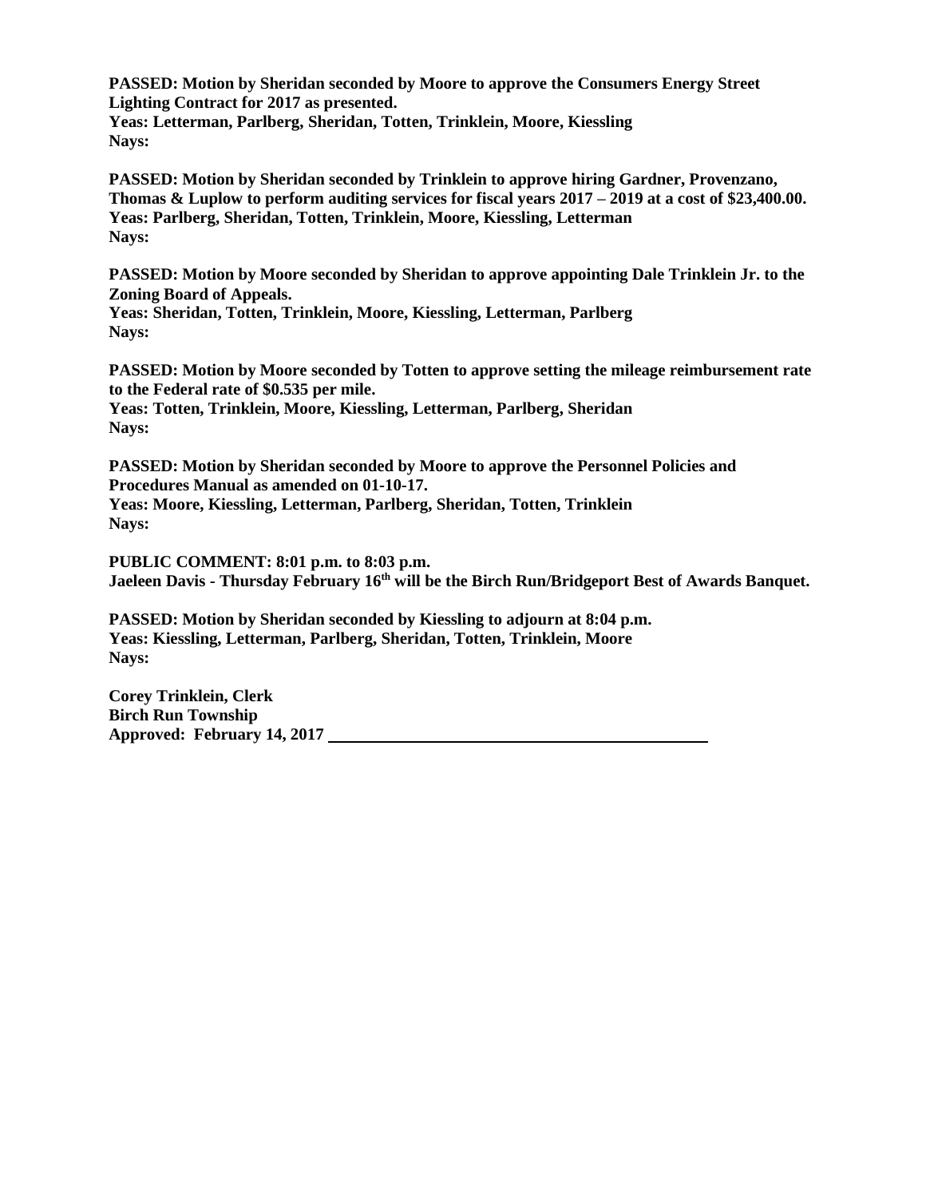**PASSED: Motion by Sheridan seconded by Moore to approve the Consumers Energy Street Lighting Contract for 2017 as presented.**
**Yeas: Letterman, Parlberg, Sheridan, Totten, Trinklein, Moore, Kiessling**
**Nays:**

**PASSED: Motion by Sheridan seconded by Trinklein to approve hiring Gardner, Provenzano, Thomas & Luplow to perform auditing services for fiscal years 2017 – 2019 at a cost of $23,400.00.**
**Yeas: Parlberg, Sheridan, Totten, Trinklein, Moore, Kiessling, Letterman**
**Nays:**

**PASSED: Motion by Moore seconded by Sheridan to approve appointing Dale Trinklein Jr. to the Zoning Board of Appeals.**
**Yeas: Sheridan, Totten, Trinklein, Moore, Kiessling, Letterman, Parlberg**
**Nays:**

**PASSED: Motion by Moore seconded by Totten to approve setting the mileage reimbursement rate to the Federal rate of $0.535 per mile.**
**Yeas: Totten, Trinklein, Moore, Kiessling, Letterman, Parlberg, Sheridan**
**Nays:**

**PASSED: Motion by Sheridan seconded by Moore to approve the Personnel Policies and Procedures Manual as amended on 01-10-17.**
**Yeas: Moore, Kiessling, Letterman, Parlberg, Sheridan, Totten, Trinklein**
**Nays:**

**PUBLIC COMMENT: 8:01 p.m. to 8:03 p.m.**
**Jaeleen Davis - Thursday February 16th will be the Birch Run/Bridgeport Best of Awards Banquet.**

**PASSED: Motion by Sheridan seconded by Kiessling to adjourn at 8:04 p.m.**
**Yeas: Kiessling, Letterman, Parlberg, Sheridan, Totten, Trinklein, Moore**
**Nays:**

**Corey Trinklein, Clerk**
**Birch Run Township**
**Approved: February 14, 2017 ______________________________**